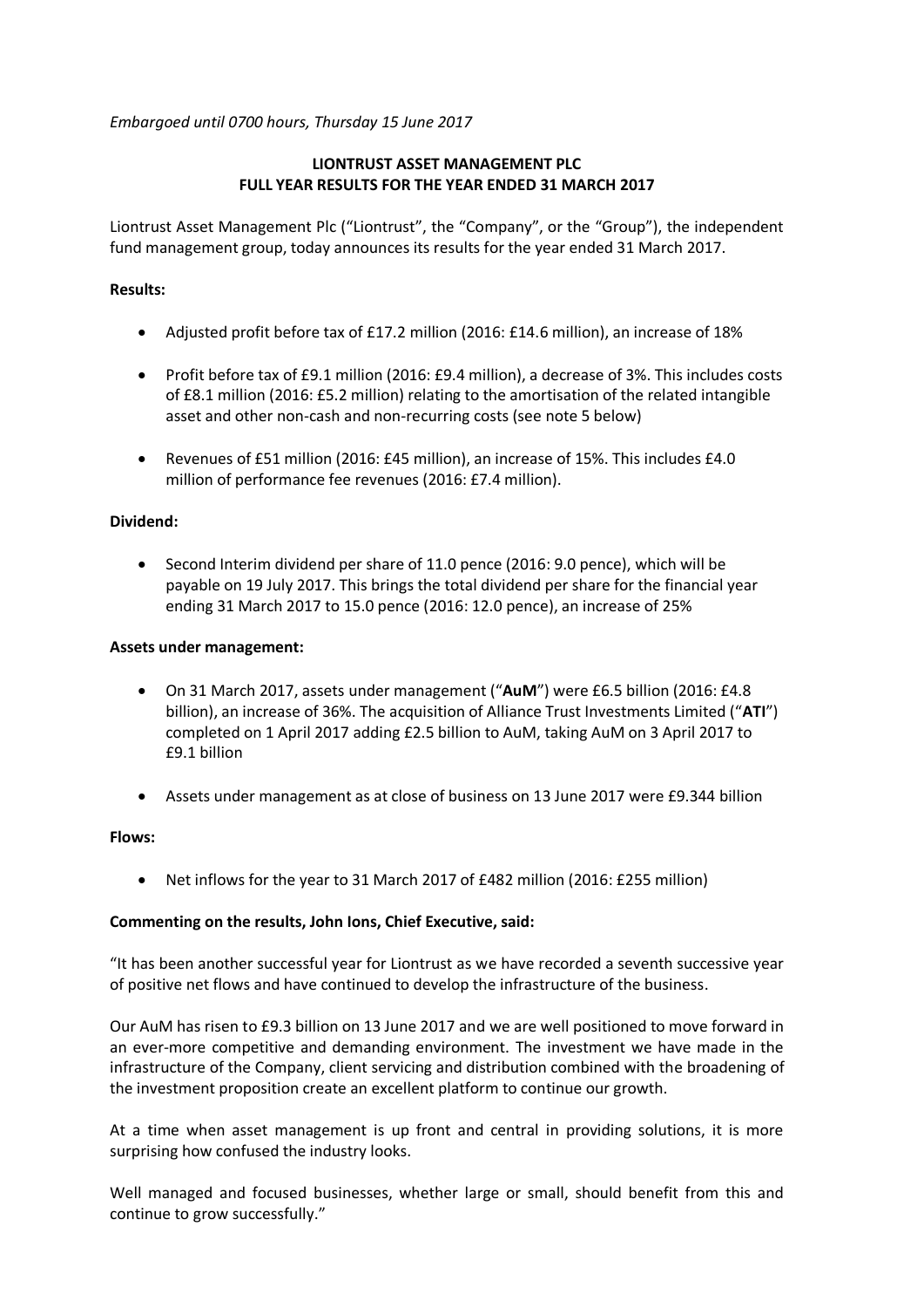*Embargoed until 0700 hours, Thursday 15 June 2017*

**LIONTRUST ASSET MANAGEMENT PLC**
**FULL YEAR RESULTS FOR THE YEAR ENDED 31 MARCH 2017**

Liontrust Asset Management Plc ("Liontrust", the "Company", or the "Group"), the independent fund management group, today announces its results for the year ended 31 March 2017.

**Results:**

- Adjusted profit before tax of £17.2 million (2016: £14.6 million), an increase of 18%
- Profit before tax of £9.1 million (2016: £9.4 million), a decrease of 3%. This includes costs of £8.1 million (2016: £5.2 million) relating to the amortisation of the related intangible asset and other non-cash and non-recurring costs (see note 5 below)
- Revenues of £51 million (2016: £45 million), an increase of 15%. This includes £4.0 million of performance fee revenues (2016: £7.4 million).

**Dividend:**

- Second Interim dividend per share of 11.0 pence (2016: 9.0 pence), which will be payable on 19 July 2017. This brings the total dividend per share for the financial year ending 31 March 2017 to 15.0 pence (2016: 12.0 pence), an increase of 25%

**Assets under management:**

- On 31 March 2017, assets under management ("**AuM**") were £6.5 billion (2016: £4.8 billion), an increase of 36%. The acquisition of Alliance Trust Investments Limited ("**ATI**") completed on 1 April 2017 adding £2.5 billion to AuM, taking AuM on 3 April 2017 to £9.1 billion
- Assets under management as at close of business on 13 June 2017 were £9.344 billion

**Flows:**

- Net inflows for the year to 31 March 2017 of £482 million (2016: £255 million)

**Commenting on the results, John Ions, Chief Executive, said:**

"It has been another successful year for Liontrust as we have recorded a seventh successive year of positive net flows and have continued to develop the infrastructure of the business.

Our AuM has risen to £9.3 billion on 13 June 2017 and we are well positioned to move forward in an ever-more competitive and demanding environment. The investment we have made in the infrastructure of the Company, client servicing and distribution combined with the broadening of the investment proposition create an excellent platform to continue our growth.

At a time when asset management is up front and central in providing solutions, it is more surprising how confused the industry looks.

Well managed and focused businesses, whether large or small, should benefit from this and continue to grow successfully."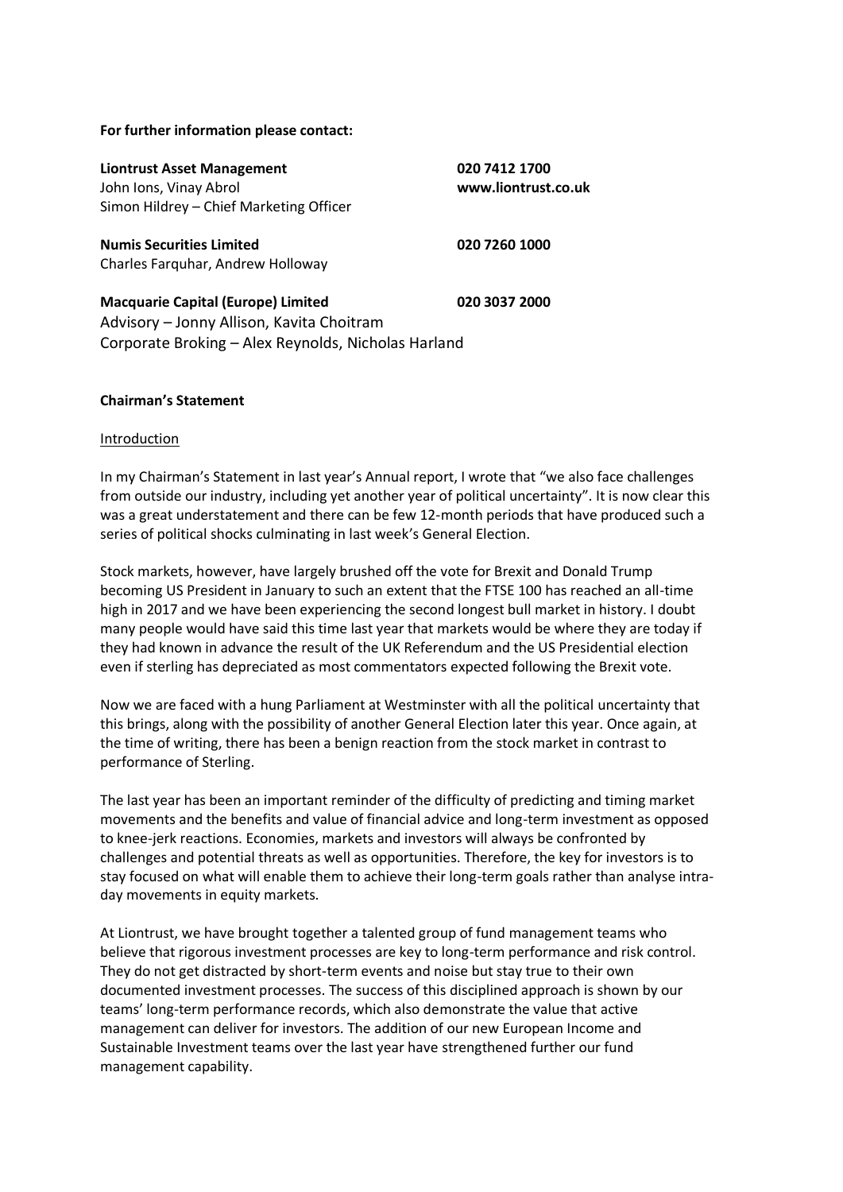**For further information please contact:**

| | |
|---|---|
| **Liontrust Asset Management** | **020 7412 1700** |
| John Ions, Vinay Abrol | **www.liontrust.co.uk** |
| Simon Hildrey – Chief Marketing Officer | |
| **Numis Securities Limited** | **020 7260 1000** |
| Charles Farquhar, Andrew Holloway | |
| **Macquarie Capital (Europe) Limited** | **020 3037 2000** |
| Advisory – Jonny Allison, Kavita Choitram | |
| Corporate Broking – Alex Reynolds, Nicholas Harland | |

**Chairman's Statement**

Introduction

In my Chairman's Statement in last year's Annual report, I wrote that "we also face challenges from outside our industry, including yet another year of political uncertainty". It is now clear this was a great understatement and there can be few 12-month periods that have produced such a series of political shocks culminating in last week's General Election.

Stock markets, however, have largely brushed off the vote for Brexit and Donald Trump becoming US President in January to such an extent that the FTSE 100 has reached an all-time high in 2017 and we have been experiencing the second longest bull market in history. I doubt many people would have said this time last year that markets would be where they are today if they had known in advance the result of the UK Referendum and the US Presidential election even if sterling has depreciated as most commentators expected following the Brexit vote.

Now we are faced with a hung Parliament at Westminster with all the political uncertainty that this brings, along with the possibility of another General Election later this year. Once again, at the time of writing, there has been a benign reaction from the stock market in contrast to performance of Sterling.

The last year has been an important reminder of the difficulty of predicting and timing market movements and the benefits and value of financial advice and long-term investment as opposed to knee-jerk reactions. Economies, markets and investors will always be confronted by challenges and potential threats as well as opportunities. Therefore, the key for investors is to stay focused on what will enable them to achieve their long-term goals rather than analyse intra-day movements in equity markets.

At Liontrust, we have brought together a talented group of fund management teams who believe that rigorous investment processes are key to long-term performance and risk control. They do not get distracted by short-term events and noise but stay true to their own documented investment processes. The success of this disciplined approach is shown by our teams' long-term performance records, which also demonstrate the value that active management can deliver for investors. The addition of our new European Income and Sustainable Investment teams over the last year have strengthened further our fund management capability.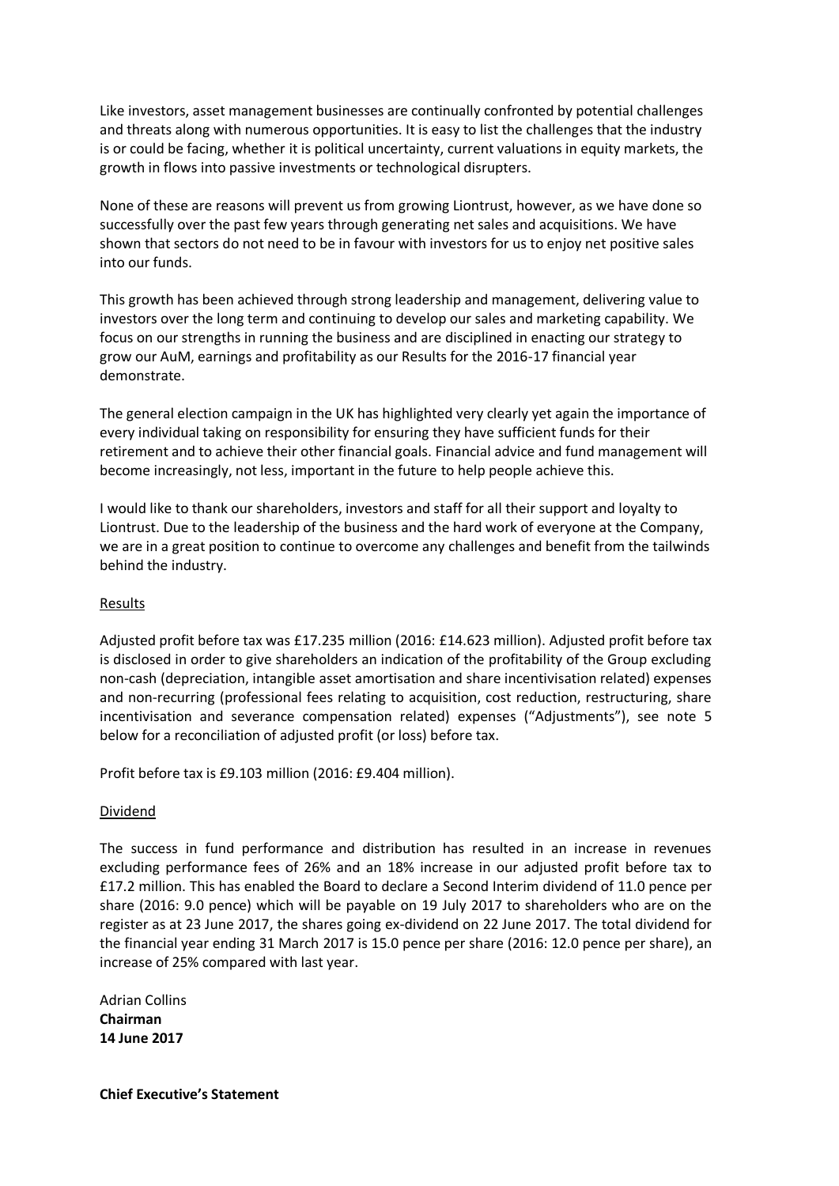Like investors, asset management businesses are continually confronted by potential challenges and threats along with numerous opportunities. It is easy to list the challenges that the industry is or could be facing, whether it is political uncertainty, current valuations in equity markets, the growth in flows into passive investments or technological disrupters.

None of these are reasons will prevent us from growing Liontrust, however, as we have done so successfully over the past few years through generating net sales and acquisitions. We have shown that sectors do not need to be in favour with investors for us to enjoy net positive sales into our funds.

This growth has been achieved through strong leadership and management, delivering value to investors over the long term and continuing to develop our sales and marketing capability. We focus on our strengths in running the business and are disciplined in enacting our strategy to grow our AuM, earnings and profitability as our Results for the 2016-17 financial year demonstrate.

The general election campaign in the UK has highlighted very clearly yet again the importance of every individual taking on responsibility for ensuring they have sufficient funds for their retirement and to achieve their other financial goals. Financial advice and fund management will become increasingly, not less, important in the future to help people achieve this.

I would like to thank our shareholders, investors and staff for all their support and loyalty to Liontrust. Due to the leadership of the business and the hard work of everyone at the Company, we are in a great position to continue to overcome any challenges and benefit from the tailwinds behind the industry.

## Results

Adjusted profit before tax was £17.235 million (2016: £14.623 million). Adjusted profit before tax is disclosed in order to give shareholders an indication of the profitability of the Group excluding non-cash (depreciation, intangible asset amortisation and share incentivisation related) expenses and non-recurring (professional fees relating to acquisition, cost reduction, restructuring, share incentivisation and severance compensation related) expenses ("Adjustments"), see note 5 below for a reconciliation of adjusted profit (or loss) before tax.

Profit before tax is £9.103 million (2016: £9.404 million).

## Dividend

The success in fund performance and distribution has resulted in an increase in revenues excluding performance fees of 26% and an 18% increase in our adjusted profit before tax to £17.2 million. This has enabled the Board to declare a Second Interim dividend of 11.0 pence per share (2016: 9.0 pence) which will be payable on 19 July 2017 to shareholders who are on the register as at 23 June 2017, the shares going ex-dividend on 22 June 2017. The total dividend for the financial year ending 31 March 2017 is 15.0 pence per share (2016: 12.0 pence per share), an increase of 25% compared with last year.

Adrian Collins
**Chairman**
**14 June 2017**

## Chief Executive's Statement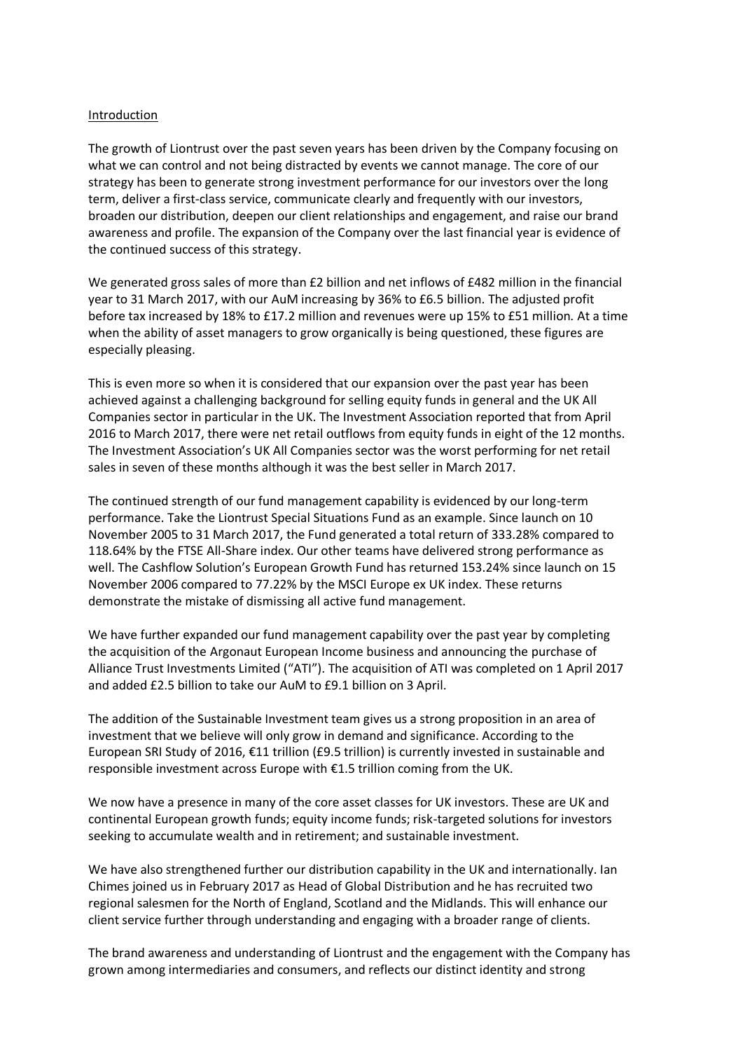Introduction

The growth of Liontrust over the past seven years has been driven by the Company focusing on what we can control and not being distracted by events we cannot manage. The core of our strategy has been to generate strong investment performance for our investors over the long term, deliver a first-class service, communicate clearly and frequently with our investors, broaden our distribution, deepen our client relationships and engagement, and raise our brand awareness and profile. The expansion of the Company over the last financial year is evidence of the continued success of this strategy.

We generated gross sales of more than £2 billion and net inflows of £482 million in the financial year to 31 March 2017, with our AuM increasing by 36% to £6.5 billion. The adjusted profit before tax increased by 18% to £17.2 million and revenues were up 15% to £51 million. At a time when the ability of asset managers to grow organically is being questioned, these figures are especially pleasing.

This is even more so when it is considered that our expansion over the past year has been achieved against a challenging background for selling equity funds in general and the UK All Companies sector in particular in the UK. The Investment Association reported that from April 2016 to March 2017, there were net retail outflows from equity funds in eight of the 12 months. The Investment Association's UK All Companies sector was the worst performing for net retail sales in seven of these months although it was the best seller in March 2017.

The continued strength of our fund management capability is evidenced by our long-term performance. Take the Liontrust Special Situations Fund as an example. Since launch on 10 November 2005 to 31 March 2017, the Fund generated a total return of 333.28% compared to 118.64% by the FTSE All-Share index. Our other teams have delivered strong performance as well. The Cashflow Solution's European Growth Fund has returned 153.24% since launch on 15 November 2006 compared to 77.22% by the MSCI Europe ex UK index. These returns demonstrate the mistake of dismissing all active fund management.

We have further expanded our fund management capability over the past year by completing the acquisition of the Argonaut European Income business and announcing the purchase of Alliance Trust Investments Limited ("ATI"). The acquisition of ATI was completed on 1 April 2017 and added £2.5 billion to take our AuM to £9.1 billion on 3 April.

The addition of the Sustainable Investment team gives us a strong proposition in an area of investment that we believe will only grow in demand and significance. According to the European SRI Study of 2016, €11 trillion (£9.5 trillion) is currently invested in sustainable and responsible investment across Europe with €1.5 trillion coming from the UK.

We now have a presence in many of the core asset classes for UK investors. These are UK and continental European growth funds; equity income funds; risk-targeted solutions for investors seeking to accumulate wealth and in retirement; and sustainable investment.

We have also strengthened further our distribution capability in the UK and internationally. Ian Chimes joined us in February 2017 as Head of Global Distribution and he has recruited two regional salesmen for the North of England, Scotland and the Midlands. This will enhance our client service further through understanding and engaging with a broader range of clients.

The brand awareness and understanding of Liontrust and the engagement with the Company has grown among intermediaries and consumers, and reflects our distinct identity and strong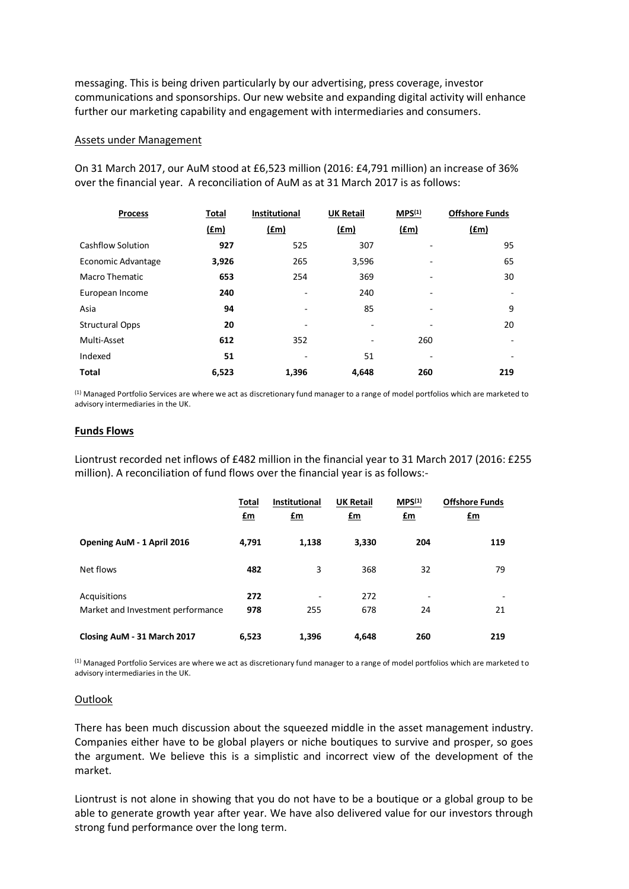messaging. This is being driven particularly by our advertising, press coverage, investor communications and sponsorships. Our new website and expanding digital activity will enhance further our marketing capability and engagement with intermediaries and consumers.

Assets under Management

On 31 March 2017, our AuM stood at £6,523 million (2016: £4,791 million) an increase of 36% over the financial year. A reconciliation of AuM as at 31 March 2017 is as follows:

| Process | Total (£m) | Institutional (£m) | UK Retail (£m) | MPS[1] (£m) | Offshore Funds (£m) |
|---|---|---|---|---|---|
| Cashflow Solution | **927** | 525 | 307 | - | 95 |
| Economic Advantage | **3,926** | 265 | 3,596 | - | 65 |
| Macro Thematic | **653** | 254 | 369 | - | 30 |
| European Income | **240** | - | 240 | - | - |
| Asia | **94** | - | 85 | - | 9 |
| Structural Opps | **20** | - | - | - | 20 |
| Multi-Asset | **612** | 352 | - | 260 | - |
| Indexed | **51** | - | 51 | - | - |
| **Total** | **6,523** | **1,396** | **4,648** | **260** | **219** |

[1] Managed Portfolio Services are where we act as discretionary fund manager to a range of model portfolios which are marketed to advisory intermediaries in the UK.

**Funds Flows**

Liontrust recorded net inflows of £482 million in the financial year to 31 March 2017 (2016: £255 million). A reconciliation of fund flows over the financial year is as follows:-

| | Total £m | Institutional £m | UK Retail £m | MPS[1] £m | Offshore Funds £m |
|---|---|---|---|---|---|
| **Opening AuM - 1 April 2016** | **4,791** | **1,138** | **3,330** | **204** | **119** |
| Net flows | **482** | 3 | 368 | 32 | 79 |
| Acquisitions | **272** | - | 272 | - | - |
| Market and Investment performance | **978** | 255 | 678 | 24 | 21 |
| **Closing AuM - 31 March 2017** | **6,523** | **1,396** | **4,648** | **260** | **219** |

[1] Managed Portfolio Services are where we act as discretionary fund manager to a range of model portfolios which are marketed to advisory intermediaries in the UK.

Outlook

There has been much discussion about the squeezed middle in the asset management industry. Companies either have to be global players or niche boutiques to survive and prosper, so goes the argument. We believe this is a simplistic and incorrect view of the development of the market.

Liontrust is not alone in showing that you do not have to be a boutique or a global group to be able to generate growth year after year. We have also delivered value for our investors through strong fund performance over the long term.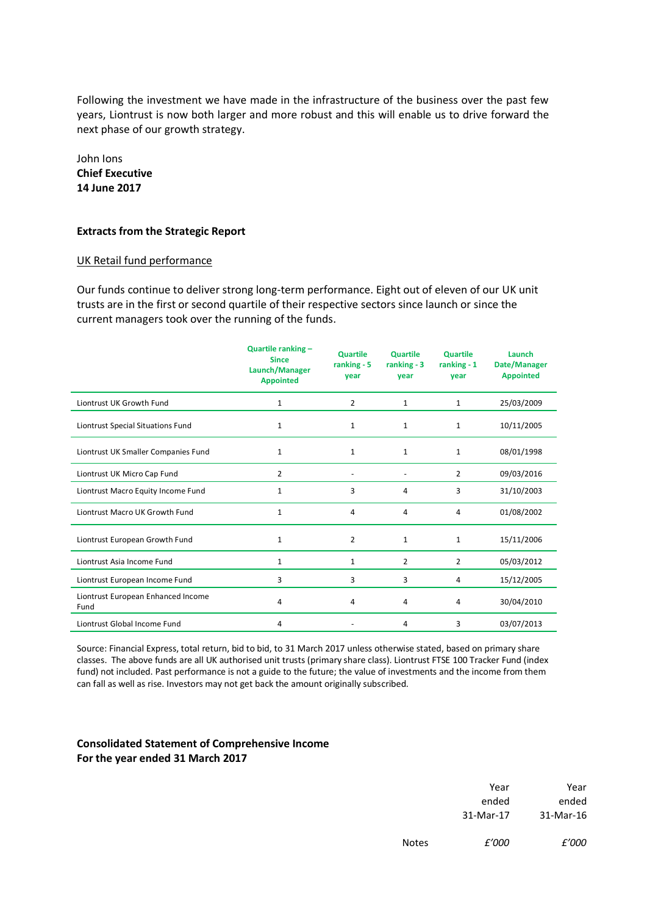Following the investment we have made in the infrastructure of the business over the past few years, Liontrust is now both larger and more robust and this will enable us to drive forward the next phase of our growth strategy.

John Ions
**Chief Executive**
**14 June 2017**

**Extracts from the Strategic Report**

UK Retail fund performance

Our funds continue to deliver strong long-term performance. Eight out of eleven of our UK unit trusts are in the first or second quartile of their respective sectors since launch or since the current managers took over the running of the funds.

| | Quartile ranking – Since Launch/Manager Appointed | Quartile ranking - 5 year | Quartile ranking - 3 year | Quartile ranking - 1 year | Launch Date/Manager Appointed |
|---|---|---|---|---|---|
| Liontrust UK Growth Fund | 1 | 2 | 1 | 1 | 25/03/2009 |
| Liontrust Special Situations Fund | 1 | 1 | 1 | 1 | 10/11/2005 |
| Liontrust UK Smaller Companies Fund | 1 | 1 | 1 | 1 | 08/01/1998 |
| Liontrust UK Micro Cap Fund | 2 | - | - | 2 | 09/03/2016 |
| Liontrust Macro Equity Income Fund | 1 | 3 | 4 | 3 | 31/10/2003 |
| Liontrust Macro UK Growth Fund | 1 | 4 | 4 | 4 | 01/08/2002 |
| Liontrust European Growth Fund | 1 | 2 | 1 | 1 | 15/11/2006 |
| Liontrust Asia Income Fund | 1 | 1 | 2 | 2 | 05/03/2012 |
| Liontrust European Income Fund | 3 | 3 | 3 | 4 | 15/12/2005 |
| Liontrust European Enhanced Income Fund | 4 | 4 | 4 | 4 | 30/04/2010 |
| Liontrust Global Income Fund | 4 | - | 4 | 3 | 03/07/2013 |

Source: Financial Express, total return, bid to bid, to 31 March 2017 unless otherwise stated, based on primary share classes. The above funds are all UK authorised unit trusts (primary share class). Liontrust FTSE 100 Tracker Fund (index fund) not included. Past performance is not a guide to the future; the value of investments and the income from them can fall as well as rise. Investors may not get back the amount originally subscribed.

**Consolidated Statement of Comprehensive Income**
**For the year ended 31 March 2017**

| | Notes | Year ended 31-Mar-17 | Year ended 31-Mar-16 |
|---|---|---|---|
| | | *£'000* | *£'000* |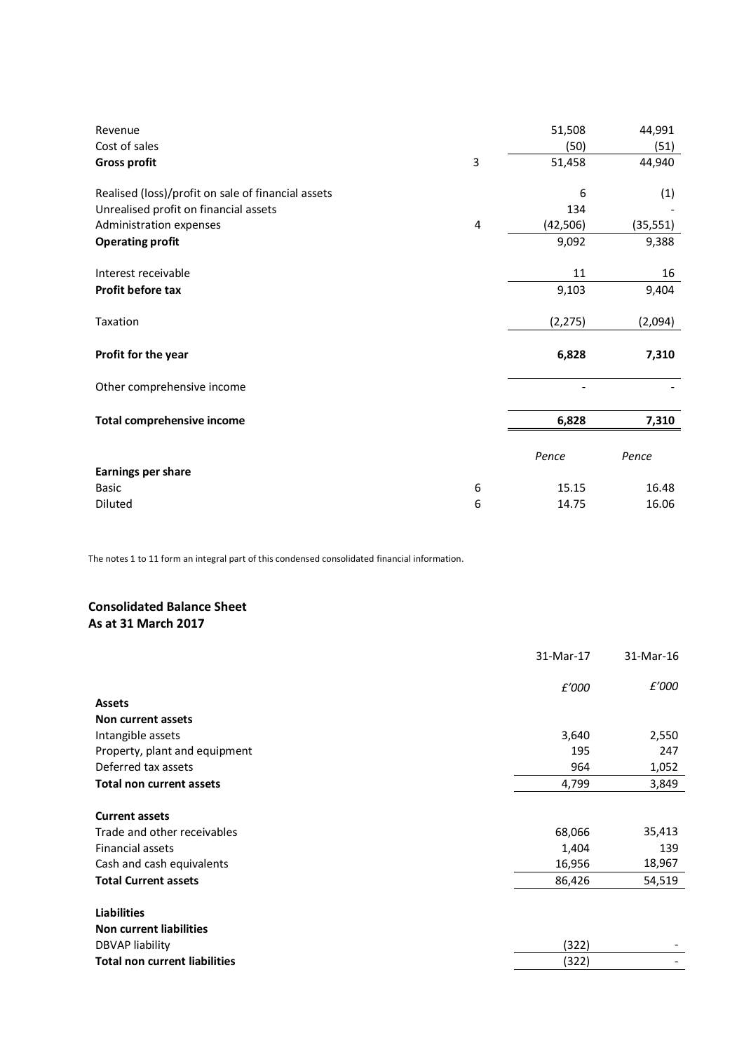| | Note | | |
|---|---|---|---|
| Revenue | | 51,508 | 44,991 |
| Cost of sales | | (50) | (51) |
| **Gross profit** | 3 | 51,458 | 44,940 |
| | | | |
| Realised (loss)/profit on sale of financial assets | | 6 | (1) |
| Unrealised profit on financial assets | | 134 | - |
| Administration expenses | 4 | (42,506) | (35,551) |
| **Operating profit** | | 9,092 | 9,388 |
| | | | |
| Interest receivable | | 11 | 16 |
| **Profit before tax** | | 9,103 | 9,404 |
| | | | |
| Taxation | | (2,275) | (2,094) |
| | | | |
| **Profit for the year** | | **6,828** | **7,310** |
| | | | |
| Other comprehensive income | | - | - |
| | | | |
| **Total comprehensive income** | | **6,828** | **7,310** |
| | | | |
| | | *Pence* | *Pence* |
| **Earnings per share** | | | |
| Basic | 6 | 15.15 | 16.48 |
| Diluted | 6 | 14.75 | 16.06 |

The notes 1 to 11 form an integral part of this condensed consolidated financial information.

## Consolidated Balance Sheet
## As at 31 March 2017

| | 31-Mar-17 | 31-Mar-16 |
|---|---|---|
| | *£'000* | *£'000* |
| **Assets** | | |
| **Non current assets** | | |
| Intangible assets | 3,640 | 2,550 |
| Property, plant and equipment | 195 | 247 |
| Deferred tax assets | 964 | 1,052 |
| **Total non current assets** | 4,799 | 3,849 |
| | | |
| **Current assets** | | |
| Trade and other receivables | 68,066 | 35,413 |
| Financial assets | 1,404 | 139 |
| Cash and cash equivalents | 16,956 | 18,967 |
| **Total Current assets** | 86,426 | 54,519 |
| | | |
| **Liabilities** | | |
| **Non current liabilities** | | |
| DBVAP liability | (322) | - |
| **Total non current liabilities** | (322) | - |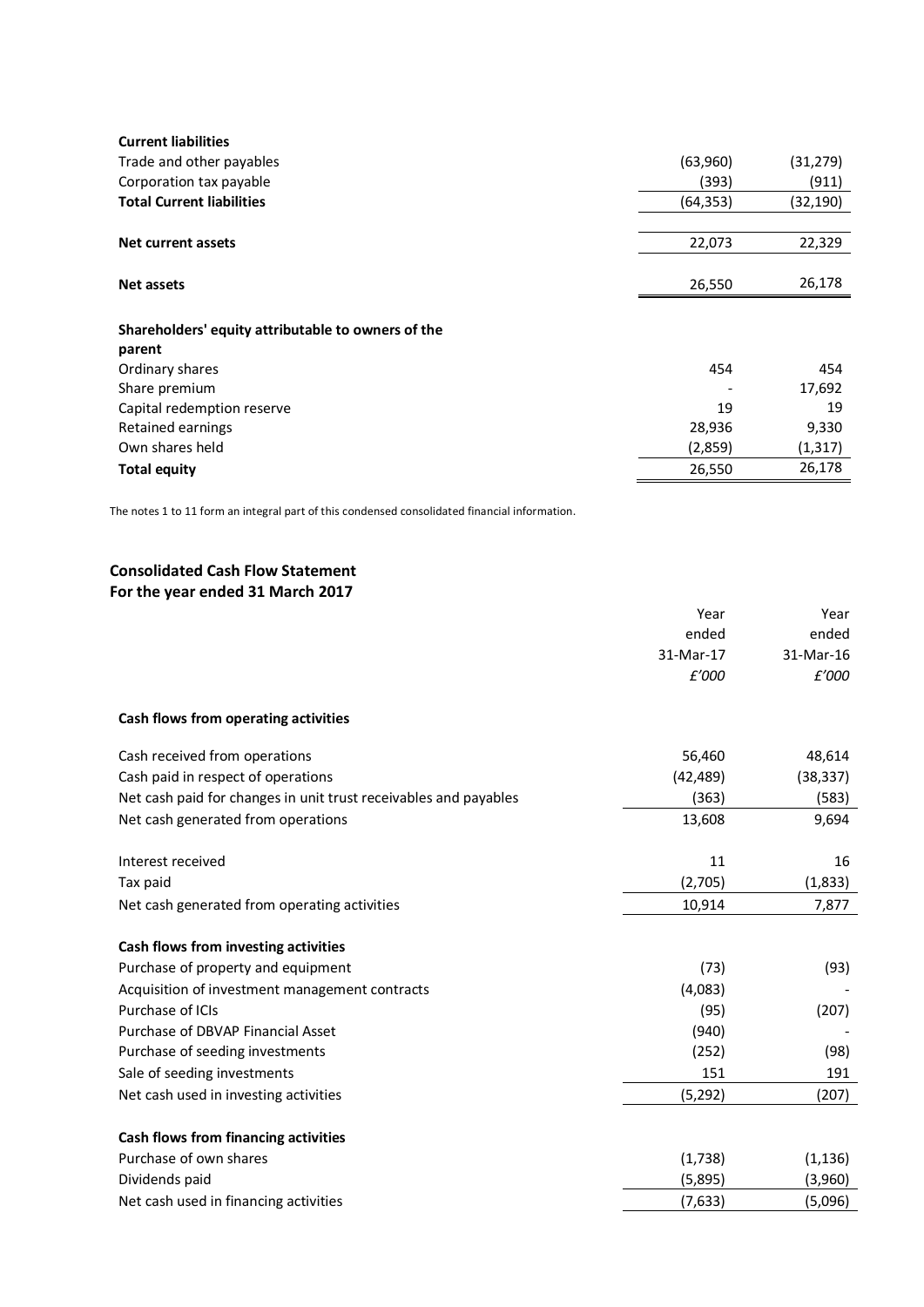| | | |
|---|---|---|
| **Current liabilities** | | |
| Trade and other payables | (63,960) | (31,279) |
| Corporation tax payable | (393) | (911) |
| **Total Current liabilities** | (64,353) | (32,190) |
| | | |
| **Net current assets** | 22,073 | 22,329 |
| | | |
| **Net assets** | 26,550 | 26,178 |
| | | |
| **Shareholders' equity attributable to owners of the parent** | | |
| Ordinary shares | 454 | 454 |
| Share premium | - | 17,692 |
| Capital redemption reserve | 19 | 19 |
| Retained earnings | 28,936 | 9,330 |
| Own shares held | (2,859) | (1,317) |
| **Total equity** | 26,550 | 26,178 |

The notes 1 to 11 form an integral part of this condensed consolidated financial information.

## Consolidated Cash Flow Statement
## For the year ended 31 March 2017

| | Year ended 31-Mar-17 *£'000* | Year ended 31-Mar-16 *£'000* |
|---|---|---|
| **Cash flows from operating activities** | | |
| Cash received from operations | 56,460 | 48,614 |
| Cash paid in respect of operations | (42,489) | (38,337) |
| Net cash paid for changes in unit trust receivables and payables | (363) | (583) |
| Net cash generated from operations | 13,608 | 9,694 |
| | | |
| Interest received | 11 | 16 |
| Tax paid | (2,705) | (1,833) |
| Net cash generated from operating activities | 10,914 | 7,877 |
| | | |
| **Cash flows from investing activities** | | |
| Purchase of property and equipment | (73) | (93) |
| Acquisition of investment management contracts | (4,083) | - |
| Purchase of ICIs | (95) | (207) |
| Purchase of DBVAP Financial Asset | (940) | - |
| Purchase of seeding investments | (252) | (98) |
| Sale of seeding investments | 151 | 191 |
| Net cash used in investing activities | (5,292) | (207) |
| | | |
| **Cash flows from financing activities** | | |
| Purchase of own shares | (1,738) | (1,136) |
| Dividends paid | (5,895) | (3,960) |
| Net cash used in financing activities | (7,633) | (5,096) |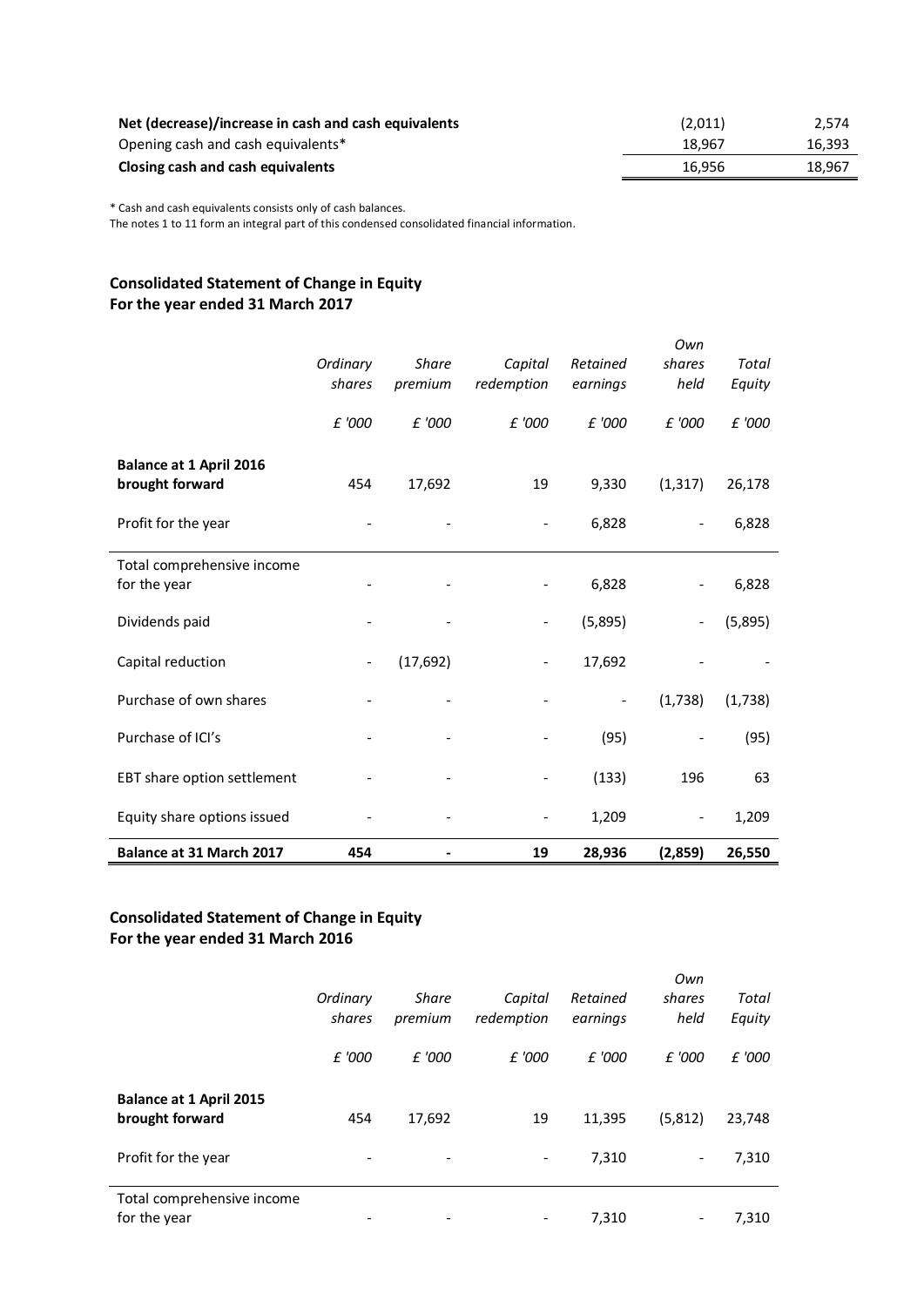| | | |
|---|---|---|
| **Net (decrease)/increase in cash and cash equivalents** | (2,011) | 2,574 |
| Opening cash and cash equivalents* | 18,967 | 16,393 |
| **Closing cash and cash equivalents** | 16,956 | 18,967 |

* Cash and cash equivalents consists only of cash balances.
The notes 1 to 11 form an integral part of this condensed consolidated financial information.

## Consolidated Statement of Change in Equity
## For the year ended 31 March 2017

| | *Ordinary shares* | *Share premium* | *Capital redemption* | *Retained earnings* | *Own shares held* | *Total Equity* |
|---|---|---|---|---|---|---|
| | *£ '000* | *£ '000* | *£ '000* | *£ '000* | *£ '000* | *£ '000* |
| **Balance at 1 April 2016 brought forward** | 454 | 17,692 | 19 | 9,330 | (1,317) | 26,178 |
| Profit for the year | - | - | - | 6,828 | - | 6,828 |
| Total comprehensive income for the year | - | - | - | 6,828 | - | 6,828 |
| Dividends paid | - | - | - | (5,895) | - | (5,895) |
| Capital reduction | - | (17,692) | - | 17,692 | - | - |
| Purchase of own shares | - | - | - | - | (1,738) | (1,738) |
| Purchase of ICI's | - | - | - | (95) | - | (95) |
| EBT share option settlement | - | - | - | (133) | 196 | 63 |
| Equity share options issued | - | - | - | 1,209 | - | 1,209 |
| **Balance at 31 March 2017** | **454** | **-** | **19** | **28,936** | **(2,859)** | **26,550** |

## Consolidated Statement of Change in Equity
## For the year ended 31 March 2016

| | *Ordinary shares* | *Share premium* | *Capital redemption* | *Retained earnings* | *Own shares held* | *Total Equity* |
|---|---|---|---|---|---|---|
| | *£ '000* | *£ '000* | *£ '000* | *£ '000* | *£ '000* | *£ '000* |
| **Balance at 1 April 2015 brought forward** | 454 | 17,692 | 19 | 11,395 | (5,812) | 23,748 |
| Profit for the year | - | - | - | 7,310 | - | 7,310 |
| Total comprehensive income for the year | - | - | - | 7,310 | - | 7,310 |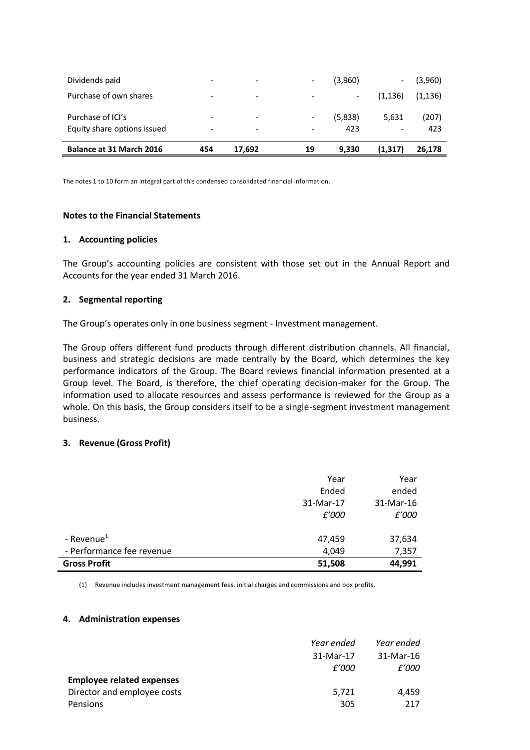| | | | | | | |
|---|---|---|---|---|---|---|
| Dividends paid | - | - | - | (3,960) | - | (3,960) |
| Purchase of own shares | - | - | - | - | (1,136) | (1,136) |
| Purchase of ICI's | - | - | - | (5,838) | 5,631 | (207) |
| Equity share options issued | - | - | - | 423 | - | 423 |
| **Balance at 31 March 2016** | **454** | **17,692** | **19** | **9,330** | **(1,317)** | **26,178** |

The notes 1 to 10 form an integral part of this condensed consolidated financial information.

**Notes to the Financial Statements**

**1. Accounting policies**

The Group's accounting policies are consistent with those set out in the Annual Report and Accounts for the year ended 31 March 2016.

**2. Segmental reporting**

The Group's operates only in one business segment - Investment management.

The Group offers different fund products through different distribution channels. All financial, business and strategic decisions are made centrally by the Board, which determines the key performance indicators of the Group. The Board reviews financial information presented at a Group level. The Board, is therefore, the chief operating decision-maker for the Group. The information used to allocate resources and assess performance is reviewed for the Group as a whole. On this basis, the Group considers itself to be a single-segment investment management business.

**3. Revenue (Gross Profit)**

| | Year Ended 31-Mar-17 *£'000* | Year ended 31-Mar-16 *£'000* |
|---|---|---|
| - Revenue[1] | 47,459 | 37,634 |
| - Performance fee revenue | 4,049 | 7,357 |
| **Gross Profit** | **51,508** | **44,991** |

(1) Revenue includes investment management fees, initial charges and commissions and box profits.

**4. Administration expenses**

| | *Year ended* 31-Mar-17 *£'000* | *Year ended* 31-Mar-16 *£'000* |
|---|---|---|
| **Employee related expenses** | | |
| Director and employee costs | 5,721 | 4,459 |
| Pensions | 305 | 217 |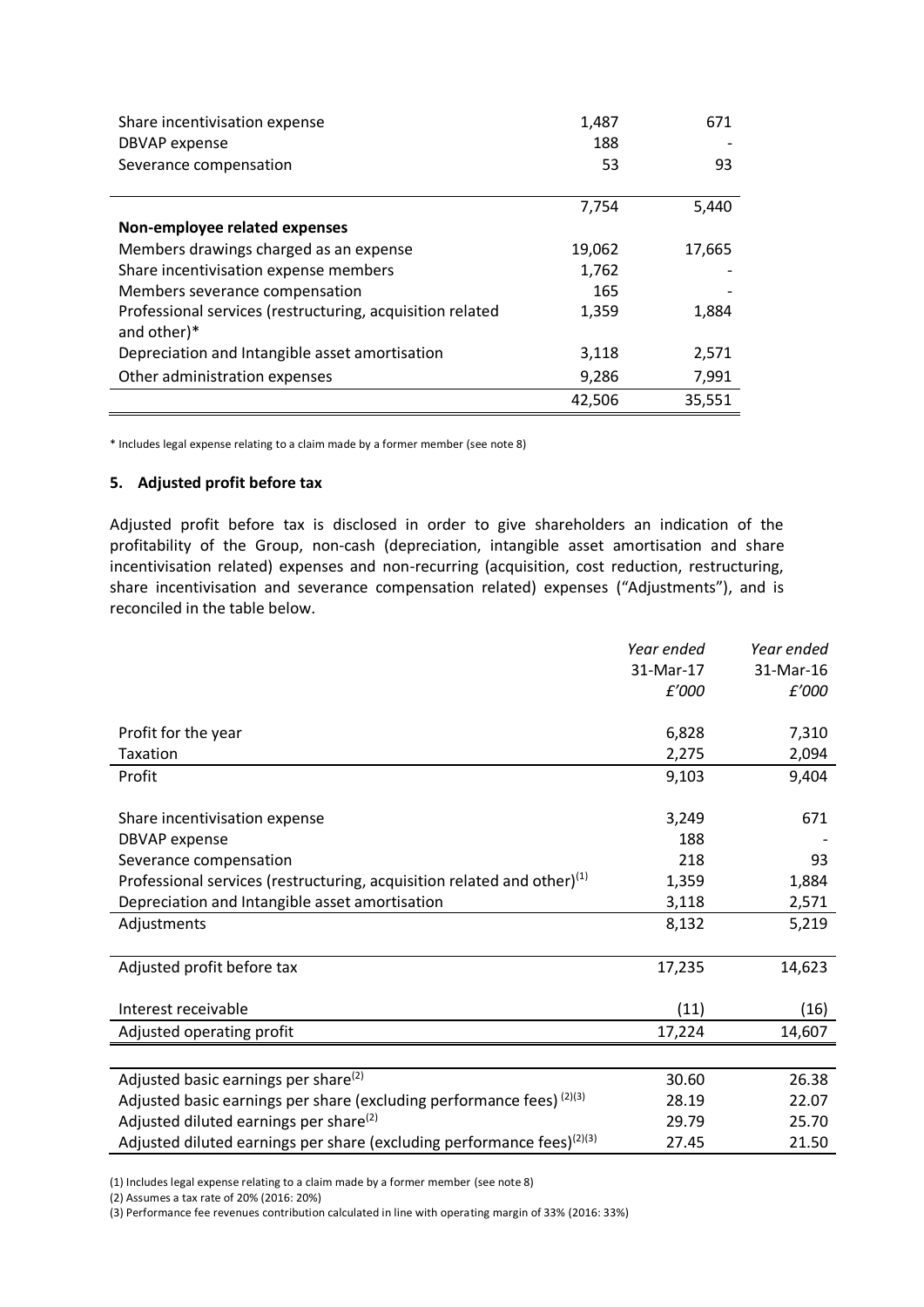| | | |
|---|---|---|
| Share incentivisation expense | 1,487 | 671 |
| DBVAP expense | 188 | - |
| Severance compensation | 53 | 93 |
| | 7,754 | 5,440 |
| **Non-employee related expenses** | | |
| Members drawings charged as an expense | 19,062 | 17,665 |
| Share incentivisation expense members | 1,762 | - |
| Members severance compensation | 165 | - |
| Professional services (restructuring, acquisition related and other)* | 1,359 | 1,884 |
| Depreciation and Intangible asset amortisation | 3,118 | 2,571 |
| Other administration expenses | 9,286 | 7,991 |
| | 42,506 | 35,551 |

\* Includes legal expense relating to a claim made by a former member (see note 8)

### 5. Adjusted profit before tax

Adjusted profit before tax is disclosed in order to give shareholders an indication of the profitability of the Group, non-cash (depreciation, intangible asset amortisation and share incentivisation related) expenses and non-recurring (acquisition, cost reduction, restructuring, share incentivisation and severance compensation related) expenses ("Adjustments"), and is reconciled in the table below.

| | *Year ended 31-Mar-17 £'000* | *Year ended 31-Mar-16 £'000* |
|---|---|---|
| Profit for the year | 6,828 | 7,310 |
| Taxation | 2,275 | 2,094 |
| Profit | 9,103 | 9,404 |
| Share incentivisation expense | 3,249 | 671 |
| DBVAP expense | 188 | - |
| Severance compensation | 218 | 93 |
| Professional services (restructuring, acquisition related and other)(1) | 1,359 | 1,884 |
| Depreciation and Intangible asset amortisation | 3,118 | 2,571 |
| Adjustments | 8,132 | 5,219 |
| Adjusted profit before tax | 17,235 | 14,623 |
| Interest receivable | (11) | (16) |
| Adjusted operating profit | 17,224 | 14,607 |
| Adjusted basic earnings per share(2) | 30.60 | 26.38 |
| Adjusted basic earnings per share (excluding performance fees) (2)(3) | 28.19 | 22.07 |
| Adjusted diluted earnings per share(2) | 29.79 | 25.70 |
| Adjusted diluted earnings per share (excluding performance fees)(2)(3) | 27.45 | 21.50 |

(1) Includes legal expense relating to a claim made by a former member (see note 8)

(2) Assumes a tax rate of 20% (2016: 20%)

(3) Performance fee revenues contribution calculated in line with operating margin of 33% (2016: 33%)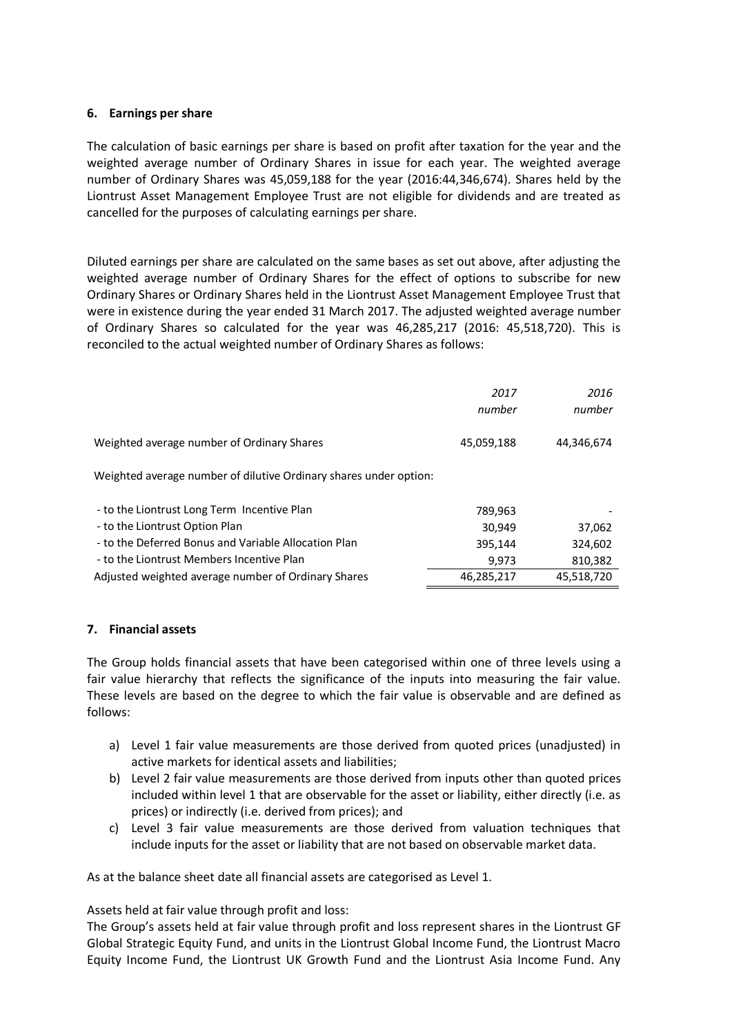## 6. Earnings per share

The calculation of basic earnings per share is based on profit after taxation for the year and the weighted average number of Ordinary Shares in issue for each year. The weighted average number of Ordinary Shares was 45,059,188 for the year (2016:44,346,674). Shares held by the Liontrust Asset Management Employee Trust are not eligible for dividends and are treated as cancelled for the purposes of calculating earnings per share.

Diluted earnings per share are calculated on the same bases as set out above, after adjusting the weighted average number of Ordinary Shares for the effect of options to subscribe for new Ordinary Shares or Ordinary Shares held in the Liontrust Asset Management Employee Trust that were in existence during the year ended 31 March 2017. The adjusted weighted average number of Ordinary Shares so calculated for the year was 46,285,217 (2016: 45,518,720). This is reconciled to the actual weighted number of Ordinary Shares as follows:

| | *2017* *number* | *2016* *number* |
|---|---|---|
| Weighted average number of Ordinary Shares | 45,059,188 | 44,346,674 |
| Weighted average number of dilutive Ordinary shares under option: | | |
| - to the Liontrust Long Term Incentive Plan | 789,963 | - |
| - to the Liontrust Option Plan | 30,949 | 37,062 |
| - to the Deferred Bonus and Variable Allocation Plan | 395,144 | 324,602 |
| - to the Liontrust Members Incentive Plan | 9,973 | 810,382 |
| Adjusted weighted average number of Ordinary Shares | 46,285,217 | 45,518,720 |

## 7. Financial assets

The Group holds financial assets that have been categorised within one of three levels using a fair value hierarchy that reflects the significance of the inputs into measuring the fair value. These levels are based on the degree to which the fair value is observable and are defined as follows:

a) Level 1 fair value measurements are those derived from quoted prices (unadjusted) in active markets for identical assets and liabilities;
b) Level 2 fair value measurements are those derived from inputs other than quoted prices included within level 1 that are observable for the asset or liability, either directly (i.e. as prices) or indirectly (i.e. derived from prices); and
c) Level 3 fair value measurements are those derived from valuation techniques that include inputs for the asset or liability that are not based on observable market data.

As at the balance sheet date all financial assets are categorised as Level 1.

Assets held at fair value through profit and loss:
The Group's assets held at fair value through profit and loss represent shares in the Liontrust GF Global Strategic Equity Fund, and units in the Liontrust Global Income Fund, the Liontrust Macro Equity Income Fund, the Liontrust UK Growth Fund and the Liontrust Asia Income Fund. Any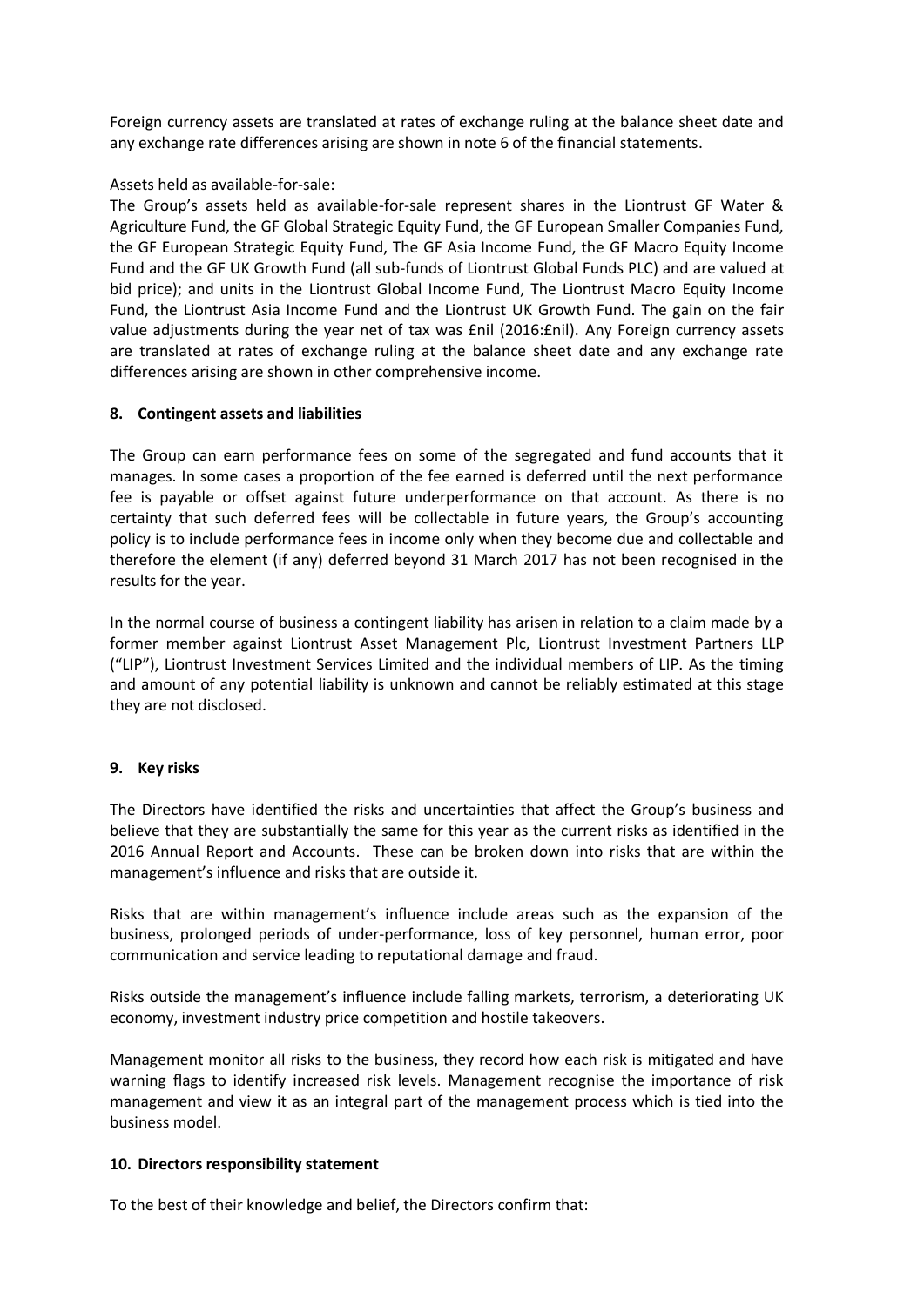Foreign currency assets are translated at rates of exchange ruling at the balance sheet date and any exchange rate differences arising are shown in note 6 of the financial statements.

Assets held as available-for-sale:

The Group's assets held as available-for-sale represent shares in the Liontrust GF Water & Agriculture Fund, the GF Global Strategic Equity Fund, the GF European Smaller Companies Fund, the GF European Strategic Equity Fund, The GF Asia Income Fund, the GF Macro Equity Income Fund and the GF UK Growth Fund (all sub-funds of Liontrust Global Funds PLC) and are valued at bid price); and units in the Liontrust Global Income Fund, The Liontrust Macro Equity Income Fund, the Liontrust Asia Income Fund and the Liontrust UK Growth Fund. The gain on the fair value adjustments during the year net of tax was £nil (2016:£nil). Any Foreign currency assets are translated at rates of exchange ruling at the balance sheet date and any exchange rate differences arising are shown in other comprehensive income.

## 8. Contingent assets and liabilities

The Group can earn performance fees on some of the segregated and fund accounts that it manages. In some cases a proportion of the fee earned is deferred until the next performance fee is payable or offset against future underperformance on that account. As there is no certainty that such deferred fees will be collectable in future years, the Group's accounting policy is to include performance fees in income only when they become due and collectable and therefore the element (if any) deferred beyond 31 March 2017 has not been recognised in the results for the year.

In the normal course of business a contingent liability has arisen in relation to a claim made by a former member against Liontrust Asset Management Plc, Liontrust Investment Partners LLP ("LIP"), Liontrust Investment Services Limited and the individual members of LIP. As the timing and amount of any potential liability is unknown and cannot be reliably estimated at this stage they are not disclosed.

## 9. Key risks

The Directors have identified the risks and uncertainties that affect the Group's business and believe that they are substantially the same for this year as the current risks as identified in the 2016 Annual Report and Accounts. These can be broken down into risks that are within the management's influence and risks that are outside it.

Risks that are within management's influence include areas such as the expansion of the business, prolonged periods of under-performance, loss of key personnel, human error, poor communication and service leading to reputational damage and fraud.

Risks outside the management's influence include falling markets, terrorism, a deteriorating UK economy, investment industry price competition and hostile takeovers.

Management monitor all risks to the business, they record how each risk is mitigated and have warning flags to identify increased risk levels. Management recognise the importance of risk management and view it as an integral part of the management process which is tied into the business model.

## 10. Directors responsibility statement

To the best of their knowledge and belief, the Directors confirm that: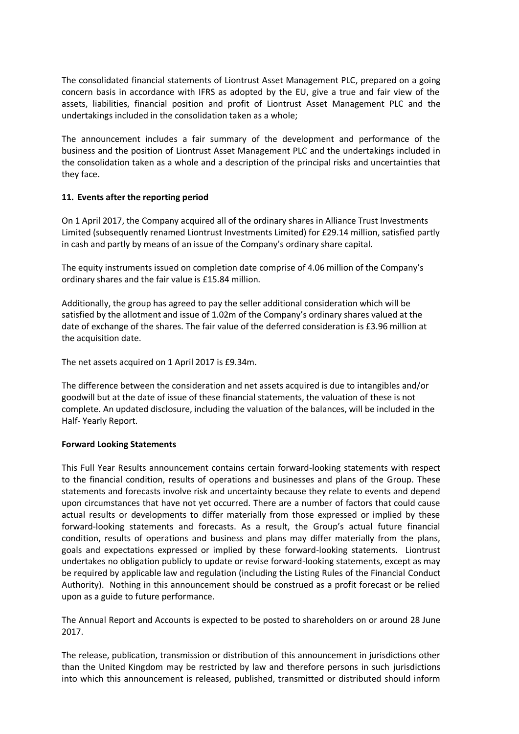The consolidated financial statements of Liontrust Asset Management PLC, prepared on a going concern basis in accordance with IFRS as adopted by the EU, give a true and fair view of the assets, liabilities, financial position and profit of Liontrust Asset Management PLC and the undertakings included in the consolidation taken as a whole;

The announcement includes a fair summary of the development and performance of the business and the position of Liontrust Asset Management PLC and the undertakings included in the consolidation taken as a whole and a description of the principal risks and uncertainties that they face.

**11. Events after the reporting period**

On 1 April 2017, the Company acquired all of the ordinary shares in Alliance Trust Investments Limited (subsequently renamed Liontrust Investments Limited) for £29.14 million, satisfied partly in cash and partly by means of an issue of the Company's ordinary share capital.

The equity instruments issued on completion date comprise of 4.06 million of the Company's ordinary shares and the fair value is £15.84 million.

Additionally, the group has agreed to pay the seller additional consideration which will be satisfied by the allotment and issue of 1.02m of the Company's ordinary shares valued at the date of exchange of the shares. The fair value of the deferred consideration is £3.96 million at the acquisition date.

The net assets acquired on 1 April 2017 is £9.34m.

The difference between the consideration and net assets acquired is due to intangibles and/or goodwill but at the date of issue of these financial statements, the valuation of these is not complete. An updated disclosure, including the valuation of the balances, will be included in the Half- Yearly Report.

**Forward Looking Statements**

This Full Year Results announcement contains certain forward-looking statements with respect to the financial condition, results of operations and businesses and plans of the Group. These statements and forecasts involve risk and uncertainty because they relate to events and depend upon circumstances that have not yet occurred. There are a number of factors that could cause actual results or developments to differ materially from those expressed or implied by these forward-looking statements and forecasts. As a result, the Group's actual future financial condition, results of operations and business and plans may differ materially from the plans, goals and expectations expressed or implied by these forward-looking statements. Liontrust undertakes no obligation publicly to update or revise forward-looking statements, except as may be required by applicable law and regulation (including the Listing Rules of the Financial Conduct Authority). Nothing in this announcement should be construed as a profit forecast or be relied upon as a guide to future performance.

The Annual Report and Accounts is expected to be posted to shareholders on or around 28 June 2017.

The release, publication, transmission or distribution of this announcement in jurisdictions other than the United Kingdom may be restricted by law and therefore persons in such jurisdictions into which this announcement is released, published, transmitted or distributed should inform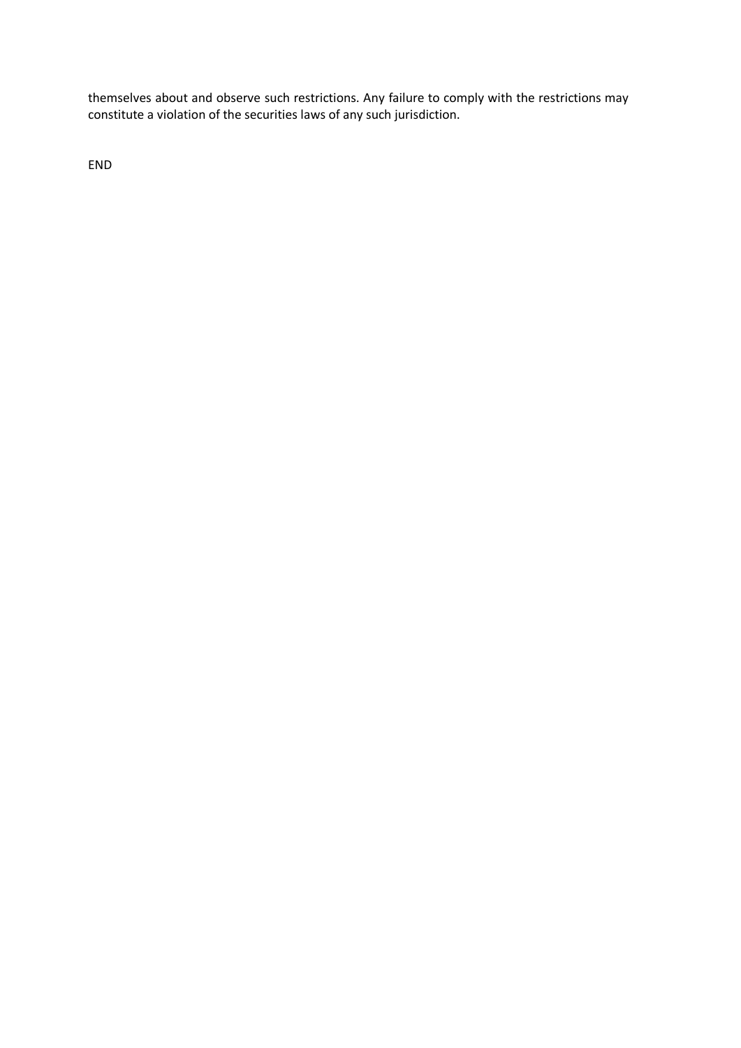themselves about and observe such restrictions. Any failure to comply with the restrictions may constitute a violation of the securities laws of any such jurisdiction.

END